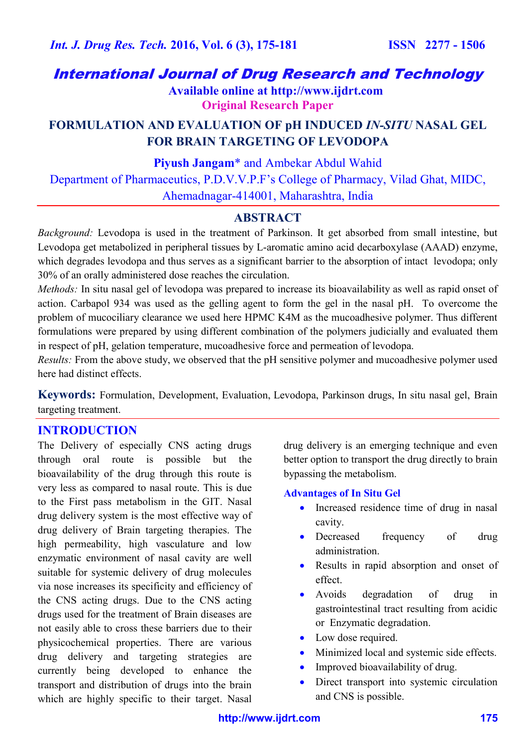# International Journal of Drug Research and Technology

**Available online at http://www.ijdrt.com**

**Original Research Paper**

## FORMULATION AND EVALUATION OF pH INDUCED *IN-SITU* NASAL GEL FOR BRAIN TARGETING OF LEVODOPA

**Piyush Jangam*** and Ambekar Abdul Wahid

Department of Pharmaceutics, P.D.V.V.P.F's College of Pharmacy, Vilad Ghat, MIDC, Ahemadnagar-414001, Maharashtra, India

## ABSTRACT

*Background:* Levodopa is used in the treatment of Parkinson. It get absorbed from small intestine, but Levodopa get metabolized in peripheral tissues by L-aromatic amino acid decarboxylase (AAAD) enzyme, which degrades levodopa and thus serves as a significant barrier to the absorption of intact levodopa; only 30% of an orally administered dose reaches the circulation.

*Methods:* In situ nasal gel of levodopa was prepared to increase its bioavailability as well as rapid onset of action. Carbapol 934 was used as the gelling agent to form the gel in the nasal pH. To overcome the problem of mucociliary clearance we used here HPMC K4M as the mucoadhesive polymer. Thus different formulations were prepared by using different combination of the polymers judicially and evaluated them in respect of pH, gelation temperature, mucoadhesive force and permeation of levodopa.

*Results:* From the above study, we observed that the pH sensitive polymer and mucoadhesive polymer used here had distinct effects.

**Keywords:** Formulation, Development, Evaluation, Levodopa, Parkinson drugs, In situ nasal gel, Brain targeting treatment.

## INTRODUCTION

The Delivery of especially CNS acting drugs through oral route is possible but the bioavailability of the drug through this route is very less as compared to nasal route. This is due to the First pass metabolism in the GIT. Nasal drug delivery system is the most effective way of drug delivery of Brain targeting therapies. The high permeability, high vasculature and low enzymatic environment of nasal cavity are well suitable for systemic delivery of drug molecules via nose increases its specificity and efficiency of the CNS acting drugs. Due to the CNS acting drugs used for the treatment of Brain diseases are not easily able to cross these barriers due to their physicochemical properties. There are various drug delivery and targeting strategies are currently being developed to enhance the transport and distribution of drugs into the brain which are highly specific to their target. Nasal drug delivery is an emerging technique and even better option to transport the drug directly to brain bypassing the metabolism.

### Advantages of In Situ Gel

- Increased residence time of drug in nasal cavity.
- Decreased frequency of drug administration.
- Results in rapid absorption and onset of effect.
- Avoids degradation of drug in gastrointestinal tract resulting from acidic or Enzymatic degradation.
- Low dose required.
- Minimized local and systemic side effects.
- Improved bioavailability of drug.
- Direct transport into systemic circulation and CNS is possible.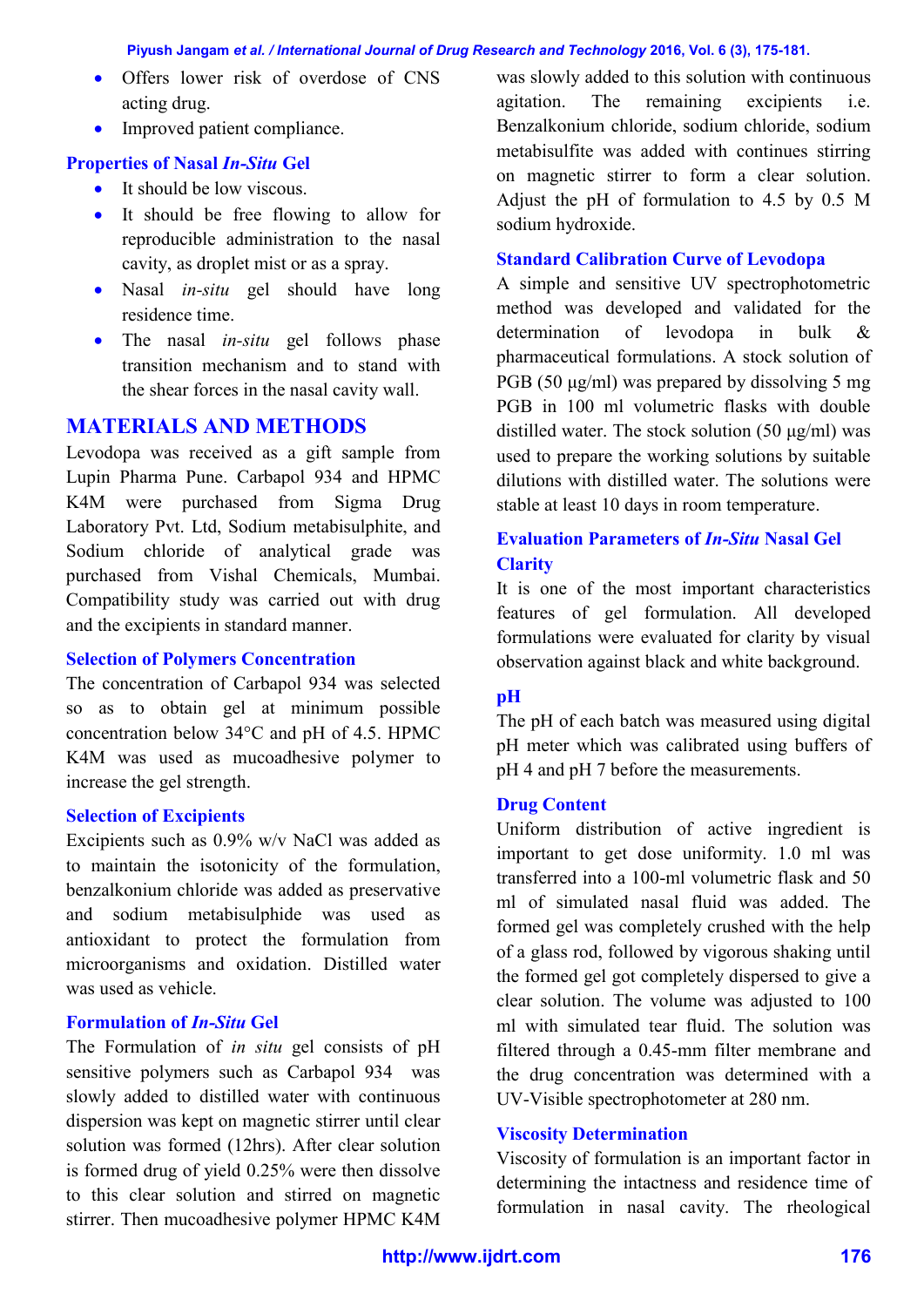- Offers lower risk of overdose of CNS acting drug.
- Improved patient compliance.

### Properties of Nasal *In-Situ* Gel

- It should be low viscous.
- It should be free flowing to allow for reproducible administration to the nasal cavity, as droplet mist or as a spray.
- Nasal *in-situ* gel should have long residence time.
- The nasal *in-situ* gel follows phase transition mechanism and to stand with the shear forces in the nasal cavity wall.

## MATERIALS AND METHODS

Levodopa was received as a gift sample from Lupin Pharma Pune. Carbapol 934 and HPMC K4M were purchased from Sigma Drug Laboratory Pvt. Ltd, Sodium metabisulphite, and Sodium chloride of analytical grade was purchased from Vishal Chemicals, Mumbai. Compatibility study was carried out with drug and the excipients in standard manner.

### Selection of Polymers Concentration

The concentration of Carbapol 934 was selected so as to obtain gel at minimum possible concentration below 34°C and pH of 4.5. HPMC K4M was used as mucoadhesive polymer to increase the gel strength.

### Selection of Excipients

Excipients such as 0.9% w/v NaCl was added as to maintain the isotonicity of the formulation, benzalkonium chloride was added as preservative and sodium metabisulphide was used as antioxidant to protect the formulation from microorganisms and oxidation. Distilled water was used as vehicle.

### Formulation of *In-Situ* Gel

The Formulation of *in situ* gel consists of pH sensitive polymers such as Carbapol 934 was slowly added to distilled water with continuous dispersion was kept on magnetic stirrer until clear solution was formed (12hrs). After clear solution is formed drug of yield 0.25% were then dissolve to this clear solution and stirred on magnetic stirrer. Then mucoadhesive polymer HPMC K4M was slowly added to this solution with continuous agitation. The remaining excipients i.e. Benzalkonium chloride, sodium chloride, sodium metabisulfite was added with continues stirring on magnetic stirrer to form a clear solution. Adjust the pH of formulation to 4.5 by 0.5 M sodium hydroxide.

### Standard Calibration Curve of Levodopa

A simple and sensitive UV spectrophotometric method was developed and validated for the determination of levodopa in bulk & pharmaceutical formulations. A stock solution of PGB (50 μg/ml) was prepared by dissolving 5 mg PGB in 100 ml volumetric flasks with double distilled water. The stock solution (50 μg/ml) was used to prepare the working solutions by suitable dilutions with distilled water. The solutions were stable at least 10 days in room temperature.

### Evaluation Parameters of *In-Situ* Nasal Gel

#### Clarity

It is one of the most important characteristics features of gel formulation. All developed formulations were evaluated for clarity by visual observation against black and white background.

#### pH

The pH of each batch was measured using digital pH meter which was calibrated using buffers of pH 4 and pH 7 before the measurements.

#### Drug Content

Uniform distribution of active ingredient is important to get dose uniformity. 1.0 ml was transferred into a 100-ml volumetric flask and 50 ml of simulated nasal fluid was added. The formed gel was completely crushed with the help of a glass rod, followed by vigorous shaking until the formed gel got completely dispersed to give a clear solution. The volume was adjusted to 100 ml with simulated tear fluid. The solution was filtered through a 0.45-mm filter membrane and the drug concentration was determined with a UV-Visible spectrophotometer at 280 nm.

#### Viscosity Determination

Viscosity of formulation is an important factor in determining the intactness and residence time of formulation in nasal cavity. The rheological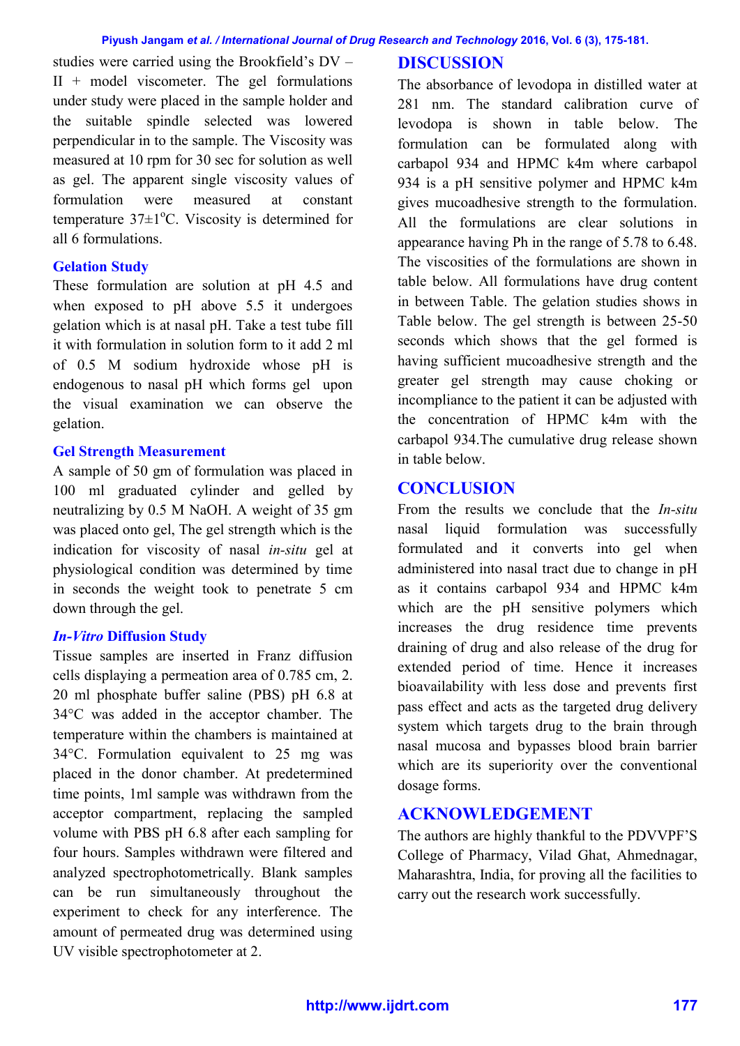studies were carried using the Brookfield's DV – II + model viscometer. The gel formulations under study were placed in the sample holder and the suitable spindle selected was lowered perpendicular in to the sample. The Viscosity was measured at 10 rpm for 30 sec for solution as well as gel. The apparent single viscosity values of formulation were measured at constant temperature 37±1°C. Viscosity is determined for all 6 formulations.

### Gelation Study

These formulation are solution at pH 4.5 and when exposed to pH above 5.5 it undergoes gelation which is at nasal pH. Take a test tube fill it with formulation in solution form to it add 2 ml of 0.5 M sodium hydroxide whose pH is endogenous to nasal pH which forms gel upon the visual examination we can observe the gelation.

### Gel Strength Measurement

A sample of 50 gm of formulation was placed in 100 ml graduated cylinder and gelled by neutralizing by 0.5 M NaOH. A weight of 35 gm was placed onto gel, The gel strength which is the indication for viscosity of nasal *in-situ* gel at physiological condition was determined by time in seconds the weight took to penetrate 5 cm down through the gel.

### *In-Vitro* Diffusion Study

Tissue samples are inserted in Franz diffusion cells displaying a permeation area of 0.785 cm, 2. 20 ml phosphate buffer saline (PBS) pH 6.8 at 34°C was added in the acceptor chamber. The temperature within the chambers is maintained at 34°C. Formulation equivalent to 25 mg was placed in the donor chamber. At predetermined time points, 1ml sample was withdrawn from the acceptor compartment, replacing the sampled volume with PBS pH 6.8 after each sampling for four hours. Samples withdrawn were filtered and analyzed spectrophotometrically. Blank samples can be run simultaneously throughout the experiment to check for any interference. The amount of permeated drug was determined using UV visible spectrophotometer at 2.

## DISCUSSION

The absorbance of levodopa in distilled water at 281 nm. The standard calibration curve of levodopa is shown in table below. The formulation can be formulated along with carbapol 934 and HPMC k4m where carbapol 934 is a pH sensitive polymer and HPMC k4m gives mucoadhesive strength to the formulation. All the formulations are clear solutions in appearance having Ph in the range of 5.78 to 6.48. The viscosities of the formulations are shown in table below. All formulations have drug content in between Table. The gelation studies shows in Table below. The gel strength is between 25-50 seconds which shows that the gel formed is having sufficient mucoadhesive strength and the greater gel strength may cause choking or incompliance to the patient it can be adjusted with the concentration of HPMC k4m with the carbapol 934.The cumulative drug release shown in table below.

## CONCLUSION

From the results we conclude that the *In-situ* nasal liquid formulation was successfully formulated and it converts into gel when administered into nasal tract due to change in pH as it contains carbapol 934 and HPMC k4m which are the pH sensitive polymers which increases the drug residence time prevents draining of drug and also release of the drug for extended period of time. Hence it increases bioavailability with less dose and prevents first pass effect and acts as the targeted drug delivery system which targets drug to the brain through nasal mucosa and bypasses blood brain barrier which are its superiority over the conventional dosage forms.

## ACKNOWLEDGEMENT

The authors are highly thankful to the PDVVPF'S College of Pharmacy, Vilad Ghat, Ahmednagar, Maharashtra, India, for proving all the facilities to carry out the research work successfully.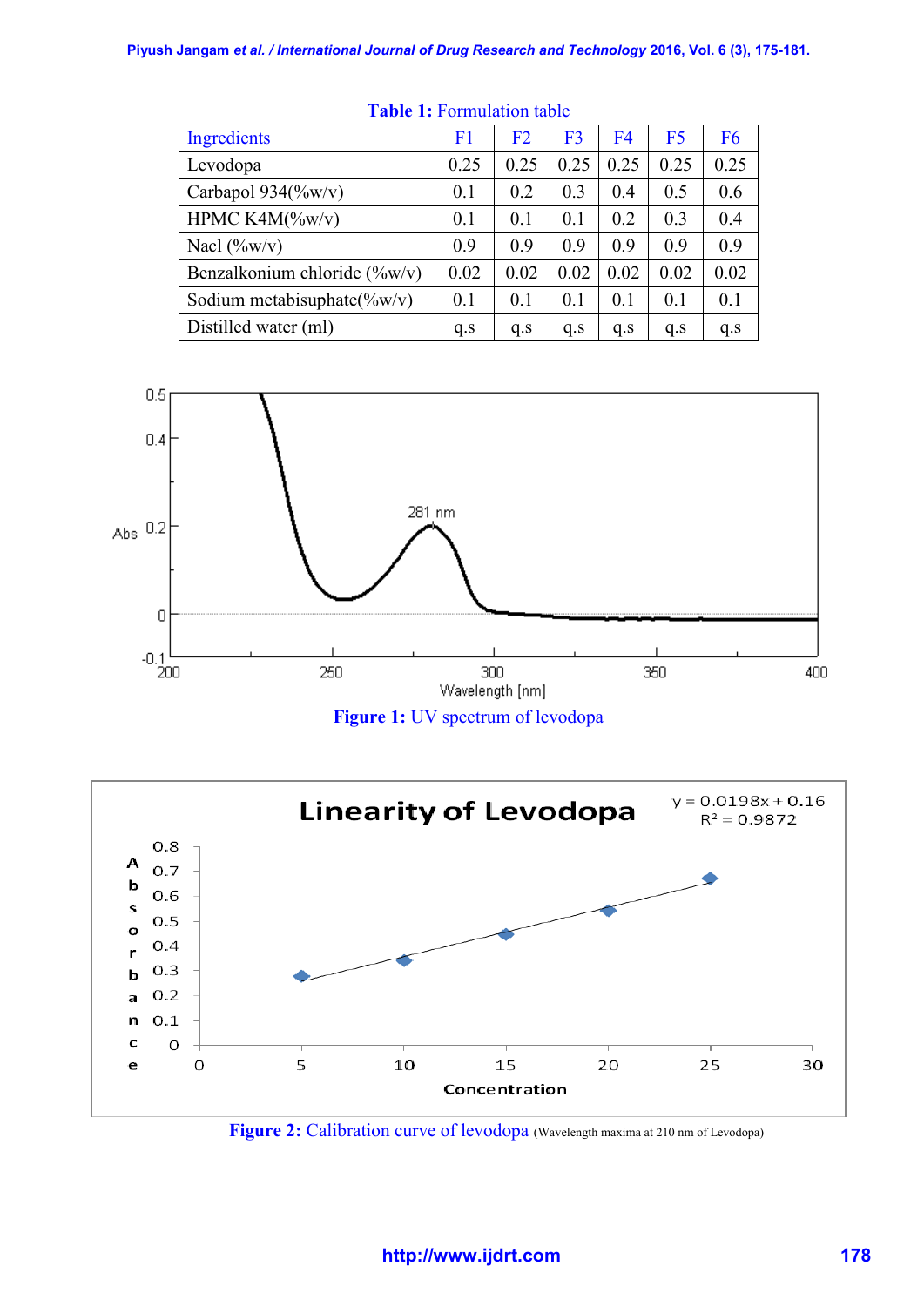**Table 1:** Formulation table

| Ingredients | F1 | F2 | F3 | F4 | F5 | F6 |
|---|---|---|---|---|---|---|
| Levodopa | 0.25 | 0.25 | 0.25 | 0.25 | 0.25 | 0.25 |
| Carbapol 934(%w/v) | 0.1 | 0.2 | 0.3 | 0.4 | 0.5 | 0.6 |
| HPMC K4M(%w/v) | 0.1 | 0.1 | 0.1 | 0.2 | 0.3 | 0.4 |
| Nacl (%w/v) | 0.9 | 0.9 | 0.9 | 0.9 | 0.9 | 0.9 |
| Benzalkonium chloride (%w/v) | 0.02 | 0.02 | 0.02 | 0.02 | 0.02 | 0.02 |
| Sodium metabisuphate(%w/v) | 0.1 | 0.1 | 0.1 | 0.1 | 0.1 | 0.1 |
| Distilled water (ml) | q.s | q.s | q.s | q.s | q.s | q.s |

**Figure 1:** UV spectrum of levodopa

**Figure 2:** Calibration curve of levodopa (Wavelength maxima at 210 nm of Levodopa)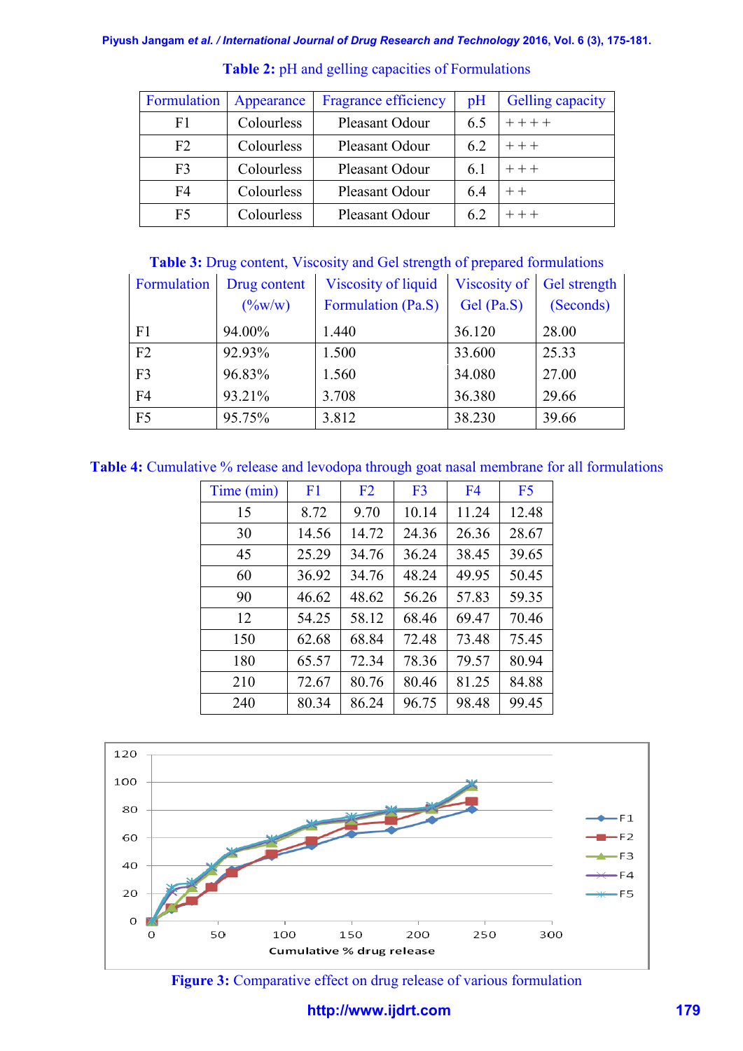**Table 2:** pH and gelling capacities of Formulations

| Formulation | Appearance | Fragrance efficiency | pH | Gelling capacity |
|---|---|---|---|---|
| F1 | Colourless | Pleasant Odour | 6.5 | + + + + |
| F2 | Colourless | Pleasant Odour | 6.2 | + + + |
| F3 | Colourless | Pleasant Odour | 6.1 | + + + |
| F4 | Colourless | Pleasant Odour | 6.4 | + + |
| F5 | Colourless | Pleasant Odour | 6.2 | + + + |

**Table 3:** Drug content, Viscosity and Gel strength of prepared formulations

| Formulation | Drug content (%w/w) | Viscosity of liquid Formulation (Pa.S) | Viscosity of Gel (Pa.S) | Gel strength (Seconds) |
|---|---|---|---|---|
| F1 | 94.00% | 1.440 | 36.120 | 28.00 |
| F2 | 92.93% | 1.500 | 33.600 | 25.33 |
| F3 | 96.83% | 1.560 | 34.080 | 27.00 |
| F4 | 93.21% | 3.708 | 36.380 | 29.66 |
| F5 | 95.75% | 3.812 | 38.230 | 39.66 |

**Table 4:** Cumulative % release and levodopa through goat nasal membrane for all formulations

| Time (min) | F1 | F2 | F3 | F4 | F5 |
|---|---|---|---|---|---|
| 15 | 8.72 | 9.70 | 10.14 | 11.24 | 12.48 |
| 30 | 14.56 | 14.72 | 24.36 | 26.36 | 28.67 |
| 45 | 25.29 | 34.76 | 36.24 | 38.45 | 39.65 |
| 60 | 36.92 | 34.76 | 48.24 | 49.95 | 50.45 |
| 90 | 46.62 | 48.62 | 56.26 | 57.83 | 59.35 |
| 12 | 54.25 | 58.12 | 68.46 | 69.47 | 70.46 |
| 150 | 62.68 | 68.84 | 72.48 | 73.48 | 75.45 |
| 180 | 65.57 | 72.34 | 78.36 | 79.57 | 80.94 |
| 210 | 72.67 | 80.76 | 80.46 | 81.25 | 84.88 |
| 240 | 80.34 | 86.24 | 96.75 | 98.48 | 99.45 |

**Figure 3:** Comparative effect on drug release of various formulation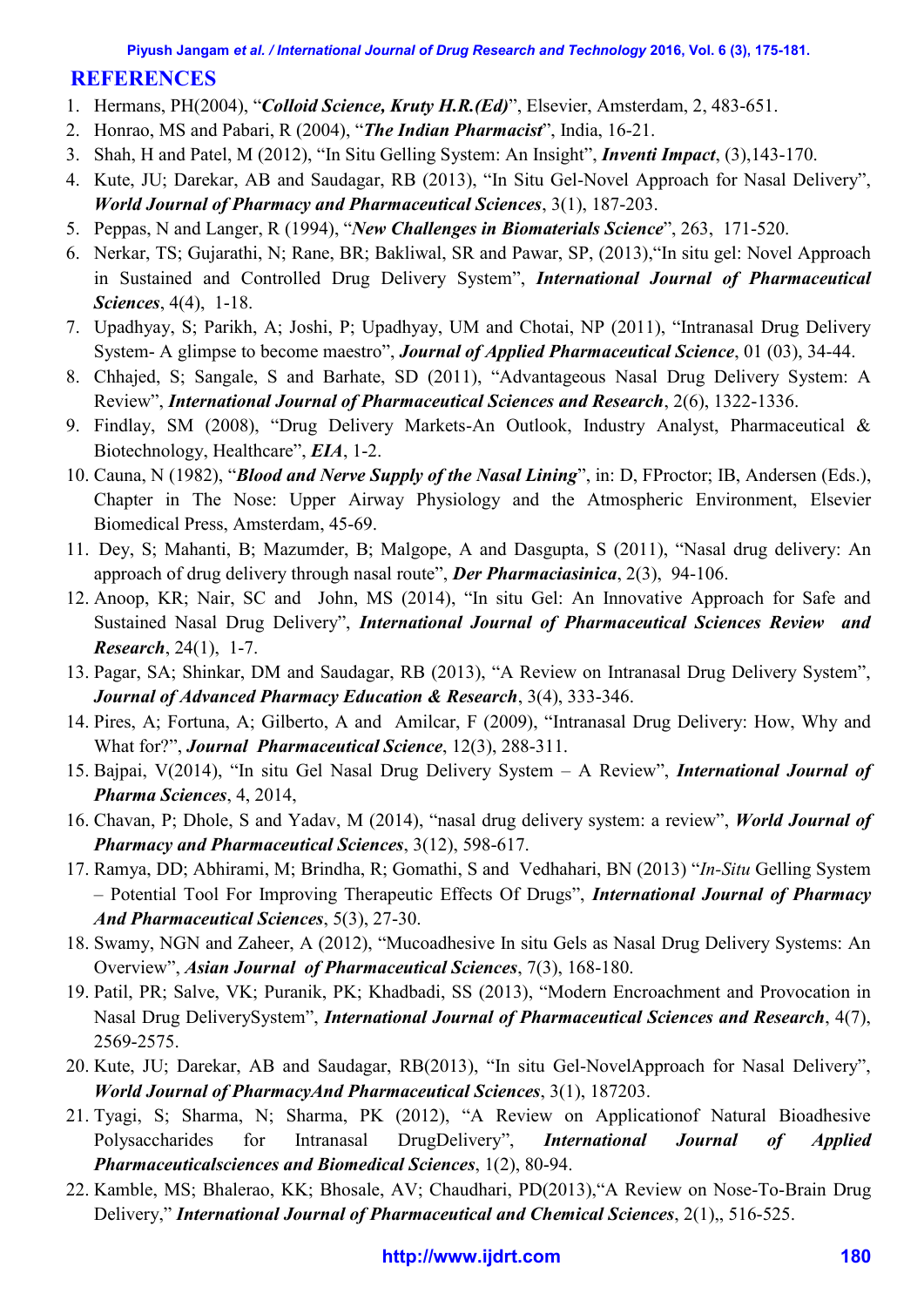## REFERENCES

1. Hermans, PH(2004), "***Colloid Science, Kruty H.R.(Ed)***", Elsevier, Amsterdam, 2, 483-651.
2. Honrao, MS and Pabari, R (2004), "***The Indian Pharmacist***", India, 16-21.
3. Shah, H and Patel, M (2012), "In Situ Gelling System: An Insight", ***Inventi Impact***, (3),143-170.
4. Kute, JU; Darekar, AB and Saudagar, RB (2013), "In Situ Gel-Novel Approach for Nasal Delivery", ***World Journal of Pharmacy and Pharmaceutical Sciences***, 3(1), 187-203.
5. Peppas, N and Langer, R (1994), "***New Challenges in Biomaterials Science***", 263, 171-520.
6. Nerkar, TS; Gujarathi, N; Rane, BR; Bakliwal, SR and Pawar, SP, (2013),"In situ gel: Novel Approach in Sustained and Controlled Drug Delivery System", ***International Journal of Pharmaceutical Sciences***, 4(4), 1-18.
7. Upadhyay, S; Parikh, A; Joshi, P; Upadhyay, UM and Chotai, NP (2011), "Intranasal Drug Delivery System- A glimpse to become maestro", ***Journal of Applied Pharmaceutical Science***, 01 (03), 34-44.
8. Chhajed, S; Sangale, S and Barhate, SD (2011), "Advantageous Nasal Drug Delivery System: A Review", ***International Journal of Pharmaceutical Sciences and Research***, 2(6), 1322-1336.
9. Findlay, SM (2008), "Drug Delivery Markets-An Outlook, Industry Analyst, Pharmaceutical & Biotechnology, Healthcare", ***EIA***, 1-2.
10. Cauna, N (1982), "***Blood and Nerve Supply of the Nasal Lining***", in: D, FProctor; IB, Andersen (Eds.), Chapter in The Nose: Upper Airway Physiology and the Atmospheric Environment, Elsevier Biomedical Press, Amsterdam, 45-69.
11. Dey, S; Mahanti, B; Mazumder, B; Malgope, A and Dasgupta, S (2011), "Nasal drug delivery: An approach of drug delivery through nasal route", ***Der Pharmaciasinica***, 2(3), 94-106.
12. Anoop, KR; Nair, SC and John, MS (2014), "In situ Gel: An Innovative Approach for Safe and Sustained Nasal Drug Delivery", ***International Journal of Pharmaceutical Sciences Review and Research***, 24(1), 1-7.
13. Pagar, SA; Shinkar, DM and Saudagar, RB (2013), "A Review on Intranasal Drug Delivery System", ***Journal of Advanced Pharmacy Education & Research***, 3(4), 333-346.
14. Pires, A; Fortuna, A; Gilberto, A and Amilcar, F (2009), "Intranasal Drug Delivery: How, Why and What for?", ***Journal Pharmaceutical Science***, 12(3), 288-311.
15. Bajpai, V(2014), "In situ Gel Nasal Drug Delivery System – A Review", ***International Journal of Pharma Sciences***, 4, 2014,
16. Chavan, P; Dhole, S and Yadav, M (2014), "nasal drug delivery system: a review", ***World Journal of Pharmacy and Pharmaceutical Sciences***, 3(12), 598-617.
17. Ramya, DD; Abhirami, M; Brindha, R; Gomathi, S and Vedhahari, BN (2013) "*In-Situ* Gelling System – Potential Tool For Improving Therapeutic Effects Of Drugs", ***International Journal of Pharmacy And Pharmaceutical Sciences***, 5(3), 27-30.
18. Swamy, NGN and Zaheer, A (2012), "Mucoadhesive In situ Gels as Nasal Drug Delivery Systems: An Overview", ***Asian Journal of Pharmaceutical Sciences***, 7(3), 168-180.
19. Patil, PR; Salve, VK; Puranik, PK; Khadbadi, SS (2013), "Modern Encroachment and Provocation in Nasal Drug DeliverySystem", ***International Journal of Pharmaceutical Sciences and Research***, 4(7), 2569-2575.
20. Kute, JU; Darekar, AB and Saudagar, RB(2013), "In situ Gel-NovelApproach for Nasal Delivery", ***World Journal of PharmacyAnd Pharmaceutical Sciences***, 3(1), 187203.
21. Tyagi, S; Sharma, N; Sharma, PK (2012), "A Review on Applicationof Natural Bioadhesive Polysaccharides for Intranasal DrugDelivery", ***International Journal of Applied Pharmaceuticalsciences and Biomedical Sciences***, 1(2), 80-94.
22. Kamble, MS; Bhalerao, KK; Bhosale, AV; Chaudhari, PD(2013),"A Review on Nose-To-Brain Drug Delivery," ***International Journal of Pharmaceutical and Chemical Sciences***, 2(1),, 516-525.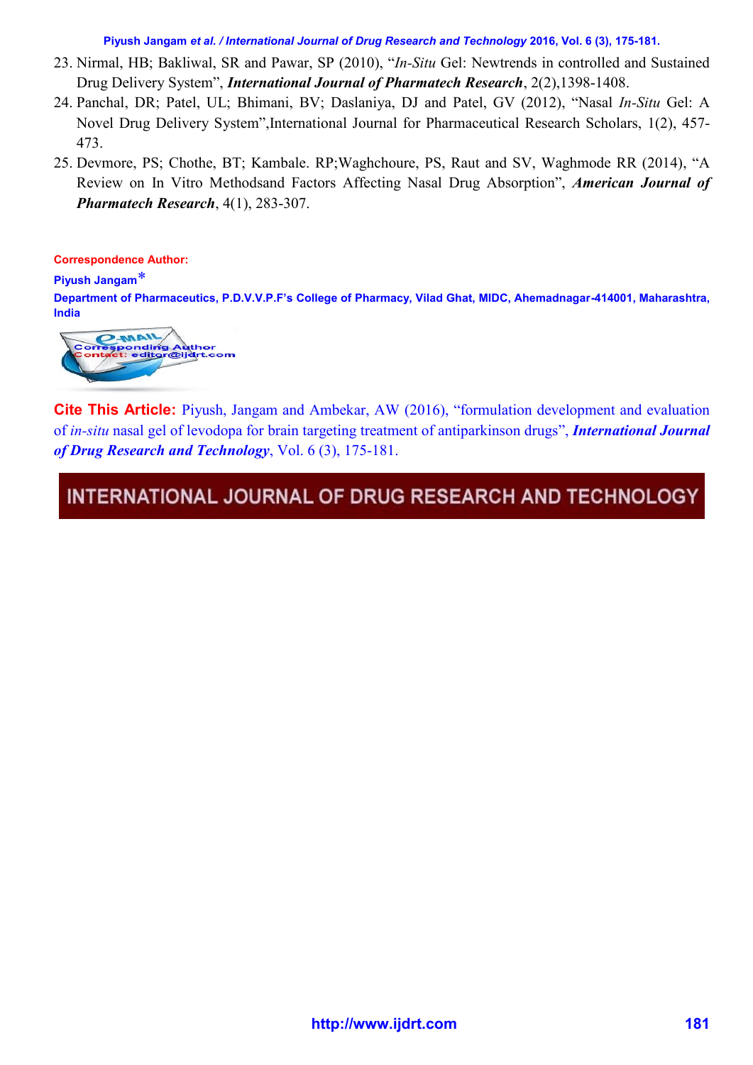23. Nirmal, HB; Bakliwal, SR and Pawar, SP (2010), "*In-Situ* Gel: Newtrends in controlled and Sustained Drug Delivery System", ***International Journal of Pharmatech Research***, 2(2),1398-1408.
24. Panchal, DR; Patel, UL; Bhimani, BV; Daslaniya, DJ and Patel, GV (2012), "Nasal *In-Situ* Gel: A Novel Drug Delivery System",International Journal for Pharmaceutical Research Scholars, 1(2), 457-473.
25. Devmore, PS; Chothe, BT; Kambale. RP;Waghchoure, PS, Raut and SV, Waghmode RR (2014), "A Review on In Vitro Methodsand Factors Affecting Nasal Drug Absorption", ***American Journal of Pharmatech Research***, 4(1), 283-307.

**Correspondence Author:**

**Piyush Jangam***

**Department of Pharmaceutics, P.D.V.V.P.F's College of Pharmacy, Vilad Ghat, MIDC, Ahemadnagar-414001, Maharashtra, India**

E-MAIL Corresponding Author Contact: editor@ijdrt.com

**Cite This Article:** Piyush, Jangam and Ambekar, AW (2016), "formulation development and evaluation of *in-situ* nasal gel of levodopa for brain targeting treatment of antiparkinson drugs", ***International Journal of Drug Research and Technology***, Vol. 6 (3), 175-181.

INTERNATIONAL JOURNAL OF DRUG RESEARCH AND TECHNOLOGY